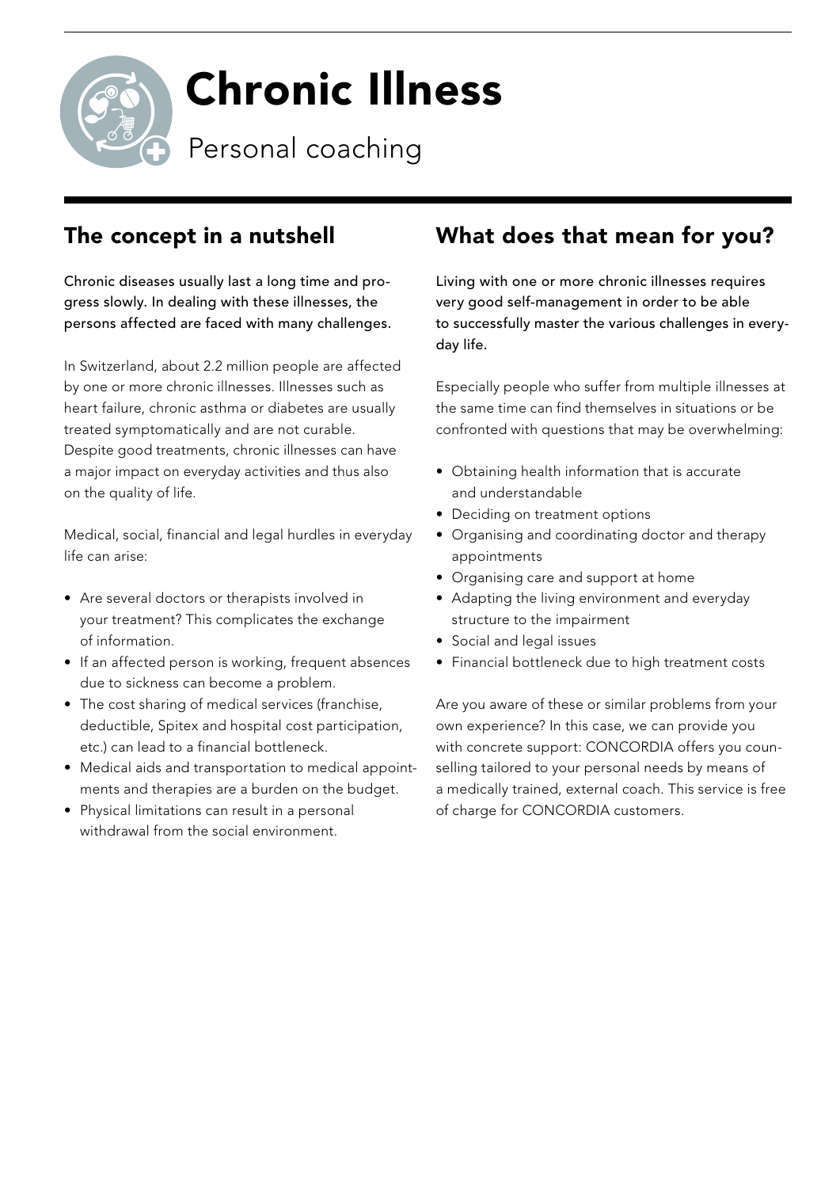# Chronic Illness

Personal coaching

## The concept in a nutshell

Chronic diseases usually last a long time and progress slowly. In dealing with these illnesses, the persons affected are faced with many challenges.

In Switzerland, about 2.2 million people are affected by one or more chronic illnesses. Illnesses such as heart failure, chronic asthma or diabetes are usually treated symptomatically and are not curable. Despite good treatments, chronic illnesses can have a major impact on everyday activities and thus also on the quality of life.

Medical, social, financial and legal hurdles in everyday life can arise:

- Are several doctors or therapists involved in your treatment? This complicates the exchange of information.
- If an affected person is working, frequent absences due to sickness can become a problem.
- The cost sharing of medical services (franchise, deductible, Spitex and hospital cost participation, etc.) can lead to a financial bottleneck.
- Medical aids and transportation to medical appointments and therapies are a burden on the budget.
- Physical limitations can result in a personal withdrawal from the social environment.

## What does that mean for you?

Living with one or more chronic illnesses requires very good self-management in order to be able to successfully master the various challenges in everyday life.

Especially people who suffer from multiple illnesses at the same time can find themselves in situations or be confronted with questions that may be overwhelming:

- Obtaining health information that is accurate and understandable
- Deciding on treatment options
- Organising and coordinating doctor and therapy appointments
- Organising care and support at home
- Adapting the living environment and everyday structure to the impairment
- Social and legal issues
- Financial bottleneck due to high treatment costs

Are you aware of these or similar problems from your own experience? In this case, we can provide you with concrete support: CONCORDIA offers you counselling tailored to your personal needs by means of a medically trained, external coach. This service is free of charge for CONCORDIA customers.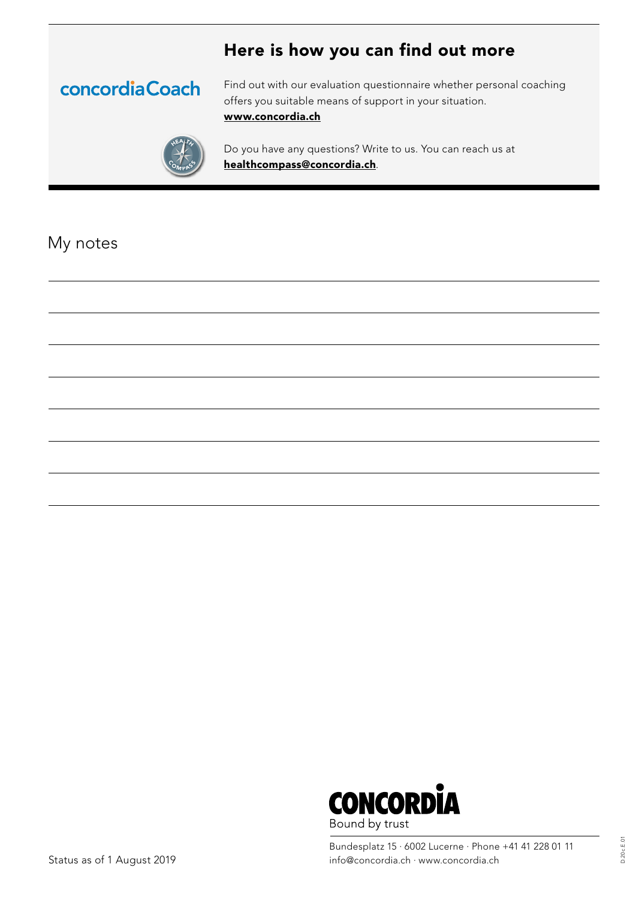## Here is how you can find out more

concordiaCoach

Find out with our evaluation questionnaire whether personal coaching offers you suitable means of support in your situation.
**www.concordia.ch**

Do you have any questions? Write to us. You can reach us at **healthcompass@concordia.ch**.

My notes

CONCORDIA
Bound by trust

Bundesplatz 15 · 6002 Lucerne · Phone +41 41 228 01 11
info@concordia.ch · www.concordia.ch

Status as of 1 August 2019

D.20c.E.01